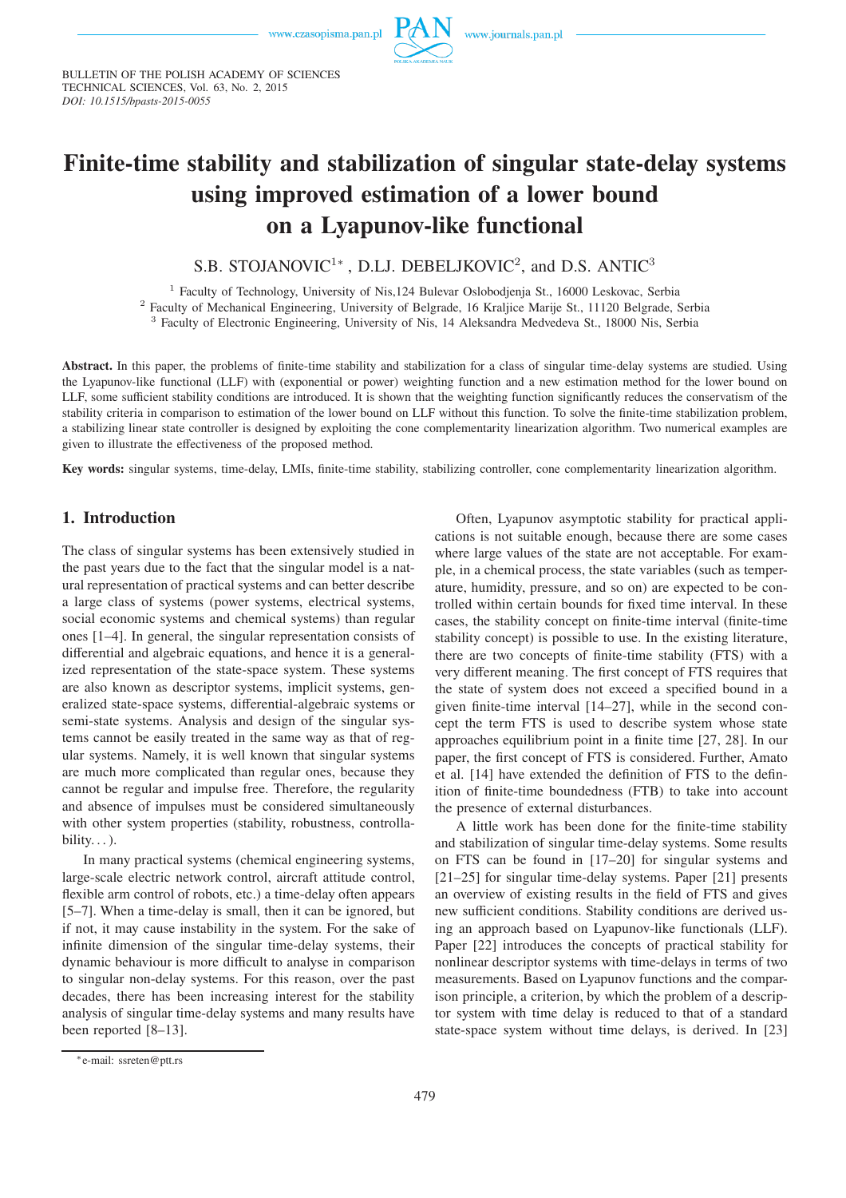# Finite-time stability and stabilization of singular state-delay systems using improved estimation of a lower bound on a Lyapunov-like functional

S.B. STOJANOVIC[1]*, D.LJ. DEBELJKOVIC[2], and D.S. ANTIC[3]

[1] Faculty of Technology, University of Nis,124 Bulevar Oslobodjenja St., 16000 Leskovac, Serbia
[2] Faculty of Mechanical Engineering, University of Belgrade, 16 Kraljice Marije St., 11120 Belgrade, Serbia
[3] Faculty of Electronic Engineering, University of Nis, 14 Aleksandra Medvedeva St., 18000 Nis, Serbia

**Abstract.** In this paper, the problems of finite-time stability and stabilization for a class of singular time-delay systems are studied. Using the Lyapunov-like functional (LLF) with (exponential or power) weighting function and a new estimation method for the lower bound on LLF, some sufficient stability conditions are introduced. It is shown that the weighting function significantly reduces the conservatism of the stability criteria in comparison to estimation of the lower bound on LLF without this function. To solve the finite-time stabilization problem, a stabilizing linear state controller is designed by exploiting the cone complementarity linearization algorithm. Two numerical examples are given to illustrate the effectiveness of the proposed method.

**Key words:** singular systems, time-delay, LMIs, finite-time stability, stabilizing controller, cone complementarity linearization algorithm.

## 1. Introduction

The class of singular systems has been extensively studied in the past years due to the fact that the singular model is a natural representation of practical systems and can better describe a large class of systems (power systems, electrical systems, social economic systems and chemical systems) than regular ones [1–4]. In general, the singular representation consists of differential and algebraic equations, and hence it is a generalized representation of the state-space system. These systems are also known as descriptor systems, implicit systems, generalized state-space systems, differential-algebraic systems or semi-state systems. Analysis and design of the singular systems cannot be easily treated in the same way as that of regular systems. Namely, it is well known that singular systems are much more complicated than regular ones, because they cannot be regular and impulse free. Therefore, the regularity and absence of impulses must be considered simultaneously with other system properties (stability, robustness, controllability...).

In many practical systems (chemical engineering systems, large-scale electric network control, aircraft attitude control, flexible arm control of robots, etc.) a time-delay often appears [5–7]. When a time-delay is small, then it can be ignored, but if not, it may cause instability in the system. For the sake of infinite dimension of the singular time-delay systems, their dynamic behaviour is more difficult to analyse in comparison to singular non-delay systems. For this reason, over the past decades, there has been increasing interest for the stability analysis of singular time-delay systems and many results have been reported [8–13].

Often, Lyapunov asymptotic stability for practical applications is not suitable enough, because there are some cases where large values of the state are not acceptable. For example, in a chemical process, the state variables (such as temperature, humidity, pressure, and so on) are expected to be controlled within certain bounds for fixed time interval. In these cases, the stability concept on finite-time interval (finite-time stability concept) is possible to use. In the existing literature, there are two concepts of finite-time stability (FTS) with a very different meaning. The first concept of FTS requires that the state of system does not exceed a specified bound in a given finite-time interval [14–27], while in the second concept the term FTS is used to describe system whose state approaches equilibrium point in a finite time [27, 28]. In our paper, the first concept of FTS is considered. Further, Amato et al. [14] have extended the definition of FTS to the definition of finite-time boundedness (FTB) to take into account the presence of external disturbances.

A little work has been done for the finite-time stability and stabilization of singular time-delay systems. Some results on FTS can be found in [17–20] for singular systems and [21–25] for singular time-delay systems. Paper [21] presents an overview of existing results in the field of FTS and gives new sufficient conditions. Stability conditions are derived using an approach based on Lyapunov-like functionals (LLF). Paper [22] introduces the concepts of practical stability for nonlinear descriptor systems with time-delays in terms of two measurements. Based on Lyapunov functions and the comparison principle, a criterion, by which the problem of a descriptor system with time delay is reduced to that of a standard state-space system without time delays, is derived. In [23]

*e-mail: ssreten@ptt.rs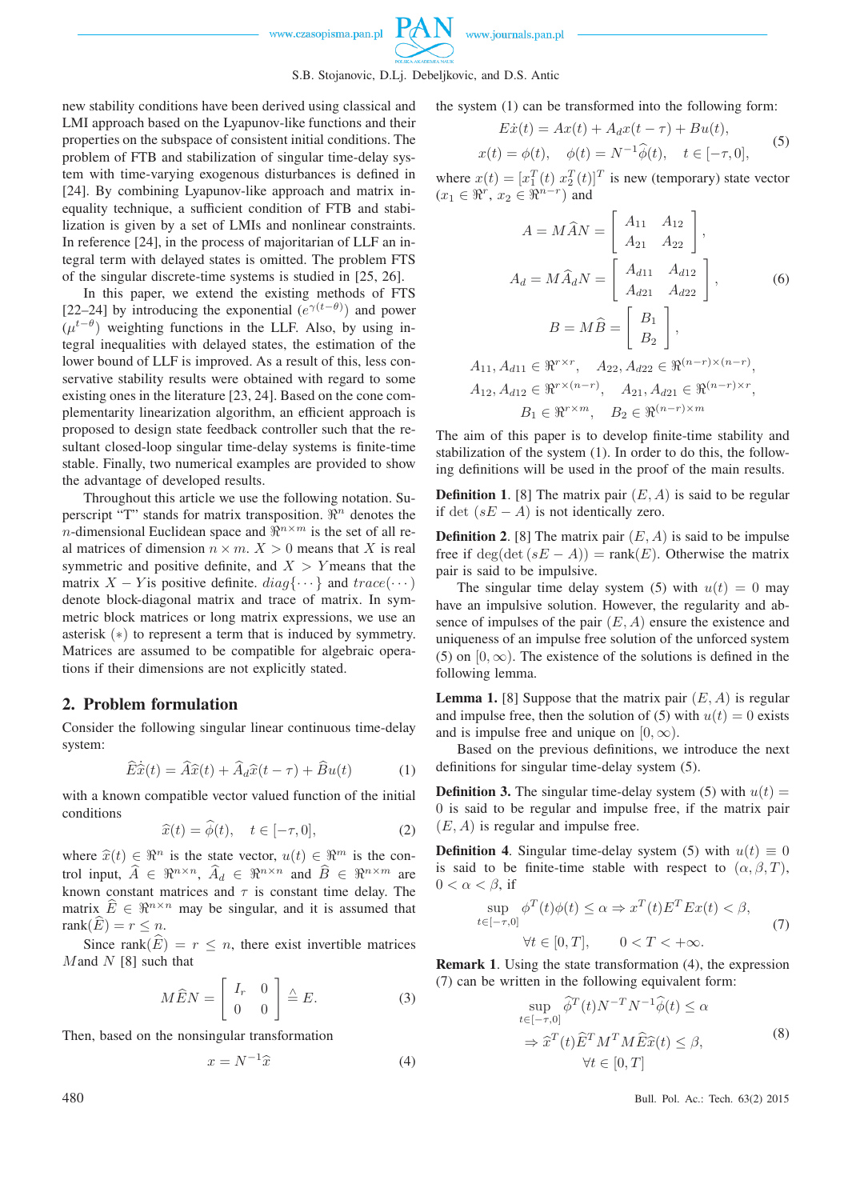new stability conditions have been derived using classical and LMI approach based on the Lyapunov-like functions and their properties on the subspace of consistent initial conditions. The problem of FTB and stabilization of singular time-delay system with time-varying exogenous disturbances is defined in [24]. By combining Lyapunov-like approach and matrix inequality technique, a sufficient condition of FTB and stabilization is given by a set of LMIs and nonlinear constraints. In reference [24], in the process of majoritarian of LLF an integral term with delayed states is omitted. The problem FTS of the singular discrete-time systems is studied in [25, 26].

In this paper, we extend the existing methods of FTS [22–24] by introducing the exponential ($e^{\gamma(t-\theta)}$) and power ($\mu^{t-\theta}$) weighting functions in the LLF. Also, by using integral inequalities with delayed states, the estimation of the lower bound of LLF is improved. As a result of this, less conservative stability results were obtained with regard to some existing ones in the literature [23, 24]. Based on the cone complementarity linearization algorithm, an efficient approach is proposed to design state feedback controller such that the resultant closed-loop singular time-delay systems is finite-time stable. Finally, two numerical examples are provided to show the advantage of developed results.

Throughout this article we use the following notation. Superscript "T" stands for matrix transposition. $\Re^n$ denotes the $n$-dimensional Euclidean space and $\Re^{n\times m}$ is the set of all real matrices of dimension $n\times m$. $X>0$ means that $X$ is real symmetric and positive definite, and $X>Y$ means that the matrix $X-Y$ is positive definite. $diag\{\cdots\}$ and $trace(\cdots)$ denote block-diagonal matrix and trace of matrix. In symmetric block matrices or long matrix expressions, we use an asterisk $(*)$ to represent a term that is induced by symmetry. Matrices are assumed to be compatible for algebraic operations if their dimensions are not explicitly stated.

## 2. Problem formulation

Consider the following singular linear continuous time-delay system:

$$\widehat{E}\dot{\widehat{x}}(t)=\widehat{A}\widehat{x}(t)+\widehat{A}_d\widehat{x}(t-\tau)+\widehat{B}u(t) \tag{1}$$

with a known compatible vector valued function of the initial conditions

$$\widehat{x}(t)=\widehat{\phi}(t),\quad t\in[-\tau,0], \tag{2}$$

where $\widehat{x}(t)\in\Re^n$ is the state vector, $u(t)\in\Re^m$ is the control input, $\widehat{A}\in\Re^{n\times n}$, $\widehat{A}_d\in\Re^{n\times n}$ and $\widehat{B}\in\Re^{n\times m}$ are known constant matrices and $\tau$ is constant time delay. The matrix $\widehat{E}\in\Re^{n\times n}$ may be singular, and it is assumed that $\mathrm{rank}(\widehat{E})=r\le n$.

Since $\mathrm{rank}(\widehat{E})=r\le n$, there exist invertible matrices $M$ and $N$ [8] such that

$$M\widehat{E}N=\begin{bmatrix} I_r & 0\\ 0 & 0\end{bmatrix}\triangleq E. \tag{3}$$

Then, based on the nonsingular transformation

$$x=N^{-1}\widehat{x} \tag{4}$$

the system (1) can be transformed into the following form:

$$\begin{aligned} &E\dot{x}(t)=Ax(t)+A_dx(t-\tau)+Bu(t),\\ &x(t)=\phi(t),\quad \phi(t)=N^{-1}\widehat{\phi}(t),\quad t\in[-\tau,0],\end{aligned} \tag{5}$$

where $x(t)=[x_1^T(t)\ x_2^T(t)]^T$ is new (temporary) state vector ($x_1\in\Re^r$, $x_2\in\Re^{n-r}$) and

$$\begin{aligned} &A=M\widehat{A}N=\begin{bmatrix} A_{11} & A_{12}\\ A_{21} & A_{22}\end{bmatrix},\\ &A_d=M\widehat{A}_dN=\begin{bmatrix} A_{d11} & A_{d12}\\ A_{d21} & A_{d22}\end{bmatrix},\\ &B=M\widehat{B}=\begin{bmatrix} B_1\\ B_2\end{bmatrix},\end{aligned} \tag{6}$$

$$\begin{aligned} &A_{11},A_{d11}\in\Re^{r\times r},\quad A_{22},A_{d22}\in\Re^{(n-r)\times(n-r)},\\ &A_{12},A_{d12}\in\Re^{r\times(n-r)},\quad A_{21},A_{d21}\in\Re^{(n-r)\times r},\\ &B_1\in\Re^{r\times m},\quad B_2\in\Re^{(n-r)\times m}\end{aligned}$$

The aim of this paper is to develop finite-time stability and stabilization of the system (1). In order to do this, the following definitions will be used in the proof of the main results.

**Definition 1.** [8] The matrix pair $(E,A)$ is said to be regular if $\det(sE-A)$ is not identically zero.

**Definition 2.** [8] The matrix pair $(E,A)$ is said to be impulse free if $\deg(\det(sE-A))=\mathrm{rank}(E)$. Otherwise the matrix pair is said to be impulsive.

The singular time delay system (5) with $u(t)=0$ may have an impulsive solution. However, the regularity and absence of impulses of the pair $(E,A)$ ensure the existence and uniqueness of an impulse free solution of the unforced system (5) on $[0,\infty)$. The existence of the solutions is defined in the following lemma.

**Lemma 1.** [8] Suppose that the matrix pair $(E,A)$ is regular and impulse free, then the solution of (5) with $u(t)=0$ exists and is impulse free and unique on $[0,\infty)$.

Based on the previous definitions, we introduce the next definitions for singular time-delay system (5).

**Definition 3.** The singular time-delay system (5) with $u(t)=0$ is said to be regular and impulse free, if the matrix pair $(E,A)$ is regular and impulse free.

**Definition 4.** Singular time-delay system (5) with $u(t)\equiv 0$ is said to be finite-time stable with respect to $(\alpha,\beta,T)$, $0<\alpha<\beta$, if

$$\begin{aligned} &\sup_{t\in[-\tau,0]}\phi^T(t)\phi(t)\le\alpha\Rightarrow x^T(t)E^TEx(t)<\beta,\\ &\qquad\forall t\in[0,T],\qquad 0<T<+\infty.\end{aligned} \tag{7}$$

**Remark 1.** Using the state transformation (4), the expression (7) can be written in the following equivalent form:

$$\begin{aligned} &\sup_{t\in[-\tau,0]}\widehat{\phi}^T(t)N^{-T}N^{-1}\widehat{\phi}(t)\le\alpha\\ &\quad\Rightarrow\widehat{x}^T(t)\widehat{E}^TM^TM\widehat{E}\widehat{x}(t)\le\beta,\\ &\qquad\forall t\in[0,T]\end{aligned} \tag{8}$$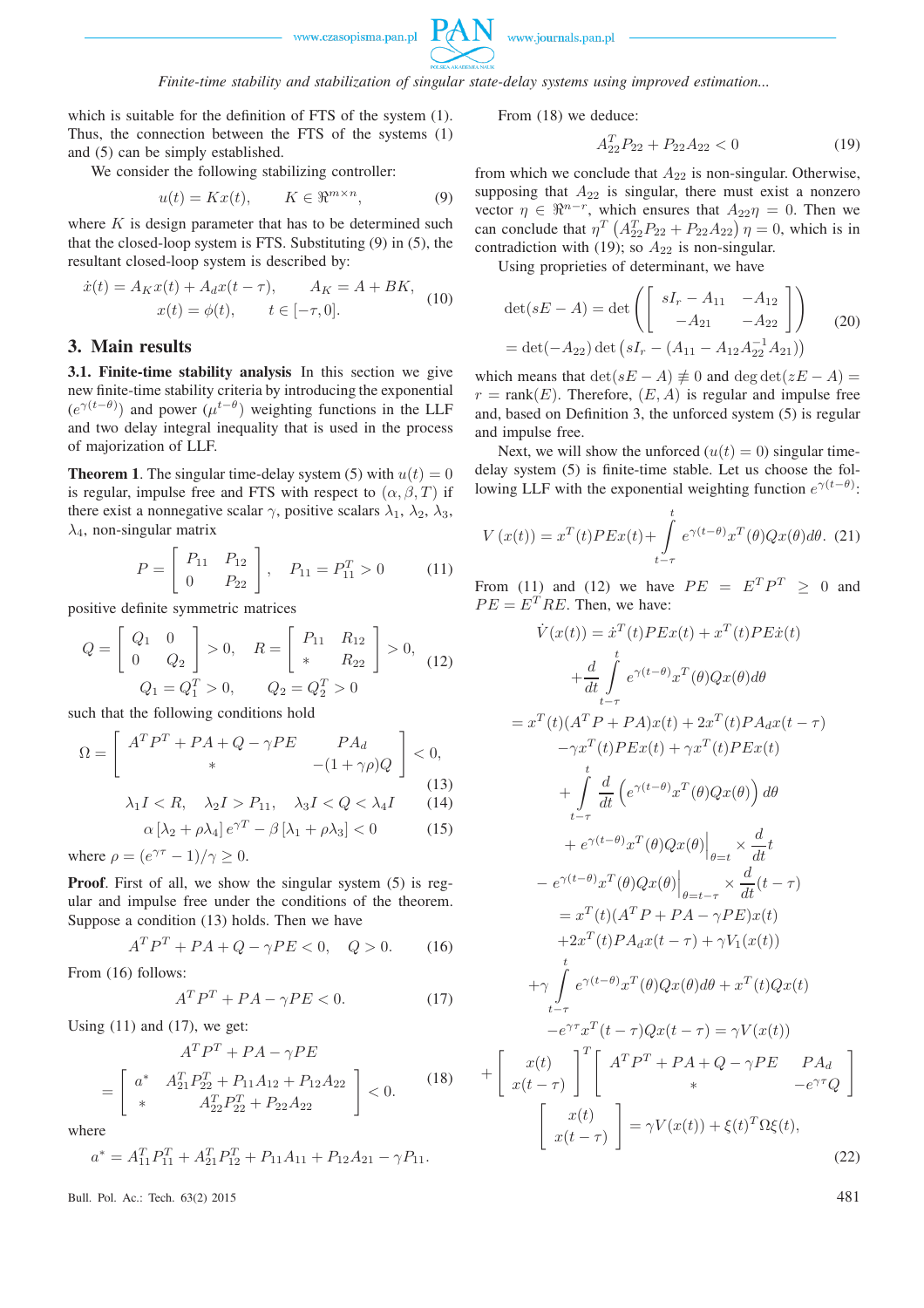which is suitable for the definition of FTS of the system (1). Thus, the connection between the FTS of the systems (1) and (5) can be simply established.

We consider the following stabilizing controller:

$$u(t) = Kx(t), \qquad K \in \Re^{m\times n}, \tag{9}$$

where $K$ is design parameter that has to be determined such that the closed-loop system is FTS. Substituting (9) in (5), the resultant closed-loop system is described by:

$$\begin{aligned} \dot{x}(t) &= A_K x(t) + A_d x(t-\tau), \qquad A_K = A + BK, \\ x(t) &= \phi(t), \qquad t \in [-\tau, 0]. \end{aligned} \tag{10}$$

## 3. Main results

**3.1. Finite-time stability analysis** In this section we give new finite-time stability criteria by introducing the exponential $(e^{\gamma(t-\theta)})$ and power $(\mu^{t-\theta})$ weighting functions in the LLF and two delay integral inequality that is used in the process of majorization of LLF.

**Theorem 1**. The singular time-delay system (5) with $u(t) = 0$ is regular, impulse free and FTS with respect to $(\alpha, \beta, T)$ if there exist a nonnegative scalar $\gamma$, positive scalars $\lambda_1$, $\lambda_2$, $\lambda_3$, $\lambda_4$, non-singular matrix

$$P = \begin{bmatrix} P_{11} & P_{12} \\ 0 & P_{22} \end{bmatrix}, \quad P_{11} = P_{11}^T > 0 \tag{11}$$

positive definite symmetric matrices

$$Q = \begin{bmatrix} Q_1 & 0 \\ 0 & Q_2 \end{bmatrix} > 0, \quad R = \begin{bmatrix} P_{11} & R_{12} \\ * & R_{22} \end{bmatrix} > 0, \tag{12}$$
$$Q_1 = Q_1^T > 0, \qquad Q_2 = Q_2^T > 0$$

such that the following conditions hold

$$\Omega = \begin{bmatrix} A^TP^T + PA + Q - \gamma PE & PA_d \\ * & -(1+\gamma\rho)Q \end{bmatrix} < 0, \tag{13}$$

$$\lambda_1 I < R, \quad \lambda_2 I > P_{11}, \quad \lambda_3 I < Q < \lambda_4 I \tag{14}$$

$$\alpha\left[\lambda_2 + \rho\lambda_4\right] e^{\gamma T} - \beta\left[\lambda_1 + \rho\lambda_3\right] < 0 \tag{15}$$

where $\rho = (e^{\gamma\tau} - 1)/\gamma \geq 0$.

**Proof**. First of all, we show the singular system (5) is regular and impulse free under the conditions of the theorem. Suppose a condition (13) holds. Then we have

$$A^TP^T + PA + Q - \gamma PE < 0, \quad Q > 0. \tag{16}$$

From (16) follows:

$$A^TP^T + PA - \gamma PE < 0. \tag{17}$$

Using (11) and (17), we get:

$$A^TP^T + PA - \gamma PE$$
$$= \begin{bmatrix} a^* & A_{21}^T P_{22}^T + P_{11}A_{12} + P_{12}A_{22} \\ * & A_{22}^T P_{22}^T + P_{22}A_{22} \end{bmatrix} < 0. \tag{18}$$

where

$$a^* = A_{11}^T P_{11}^T + A_{21}^T P_{12}^T + P_{11}A_{11} + P_{12}A_{21} - \gamma P_{11}.$$

From (18) we deduce:

$$A_{22}^T P_{22} + P_{22}A_{22} < 0 \tag{19}$$

from which we conclude that $A_{22}$ is non-singular. Otherwise, supposing that $A_{22}$ is singular, there must exist a nonzero vector $\eta \in \Re^{n-r}$, which ensures that $A_{22}\eta = 0$. Then we can conclude that $\eta^T\left(A_{22}^T P_{22} + P_{22}A_{22}\right)\eta = 0$, which is in contradiction with (19); so $A_{22}$ is non-singular.

Using proprieties of determinant, we have

$$\begin{aligned} \det(sE - A) &= \det\left(\begin{bmatrix} sI_r - A_{11} & -A_{12} \\ -A_{21} & -A_{22} \end{bmatrix}\right) \\ &= \det(-A_{22})\det\left(sI_r - (A_{11} - A_{12}A_{22}^{-1}A_{21})\right) \end{aligned} \tag{20}$$

which means that $\det(sE - A) \not\equiv 0$ and $\deg\det(zE - A) = r = \text{rank}(E)$. Therefore, $(E, A)$ is regular and impulse free and, based on Definition 3, the unforced system (5) is regular and impulse free.

Next, we will show the unforced $(u(t) = 0)$ singular time-delay system (5) is finite-time stable. Let us choose the following LLF with the exponential weighting function $e^{\gamma(t-\theta)}$:

$$V(x(t)) = x^T(t)PEx(t) + \int_{t-\tau}^{t} e^{\gamma(t-\theta)}x^T(\theta)Qx(\theta)d\theta. \tag{21}$$

From (11) and (12) we have $PE = E^TP^T \geq 0$ and $PE = E^TRE$. Then, we have:

$$\begin{aligned}
\dot{V}(x(t)) &= \dot{x}^T(t)PEx(t) + x^T(t)PE\dot{x}(t) \\
&\quad + \frac{d}{dt}\int_{t-\tau}^{t} e^{\gamma(t-\theta)}x^T(\theta)Qx(\theta)d\theta \\
&= x^T(t)(A^TP + PA)x(t) + 2x^T(t)PA_d x(t-\tau) \\
&\quad - \gamma x^T(t)PEx(t) + \gamma x^T(t)PEx(t) \\
&\quad + \int_{t-\tau}^{t} \frac{d}{dt}\left(e^{\gamma(t-\theta)}x^T(\theta)Qx(\theta)\right)d\theta \\
&\quad + e^{\gamma(t-\theta)}x^T(\theta)Qx(\theta)\Big|_{\theta=t} \times \frac{d}{dt}t \\
&\quad - e^{\gamma(t-\theta)}x^T(\theta)Qx(\theta)\Big|_{\theta=t-\tau} \times \frac{d}{dt}(t-\tau) \\
&= x^T(t)(A^TP + PA - \gamma PE)x(t) \\
&\quad + 2x^T(t)PA_d x(t-\tau) + \gamma V_1(x(t)) \\
&\quad + \gamma\int_{t-\tau}^{t} e^{\gamma(t-\theta)}x^T(\theta)Qx(\theta)d\theta + x^T(t)Qx(t) \\
&\quad - e^{\gamma\tau}x^T(t-\tau)Qx(t-\tau) = \gamma V(x(t)) \\
&\quad + \begin{bmatrix} x(t) \\ x(t-\tau) \end{bmatrix}^T \begin{bmatrix} A^TP^T + PA + Q - \gamma PE & PA_d \\ * & -e^{\gamma\tau}Q \end{bmatrix} \\
&\quad \begin{bmatrix} x(t) \\ x(t-\tau) \end{bmatrix} = \gamma V(x(t)) + \xi(t)^T\Omega\xi(t),
\end{aligned} \tag{22}$$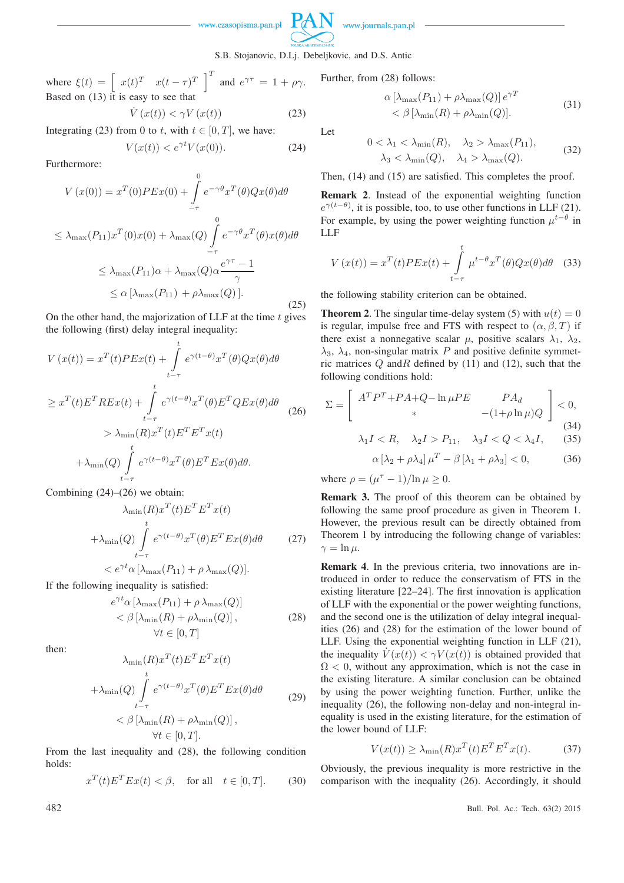where $\xi(t) = \begin{bmatrix} x(t)^T & x(t-\tau)^T \end{bmatrix}^T$ and $e^{\gamma\tau} = 1 + \rho\gamma$.

Based on (13) it is easy to see that

$$\dot{V}(x(t)) < \gamma V(x(t)) \tag{23}$$

Integrating (23) from 0 to $t$, with $t \in [0, T]$, we have:

$$V(x(t)) < e^{\gamma t} V(x(0)). \tag{24}$$

Furthermore:

$$\begin{aligned}
V(x(0)) &= x^T(0)PEx(0) + \int_{-\tau}^{0} e^{-\gamma\theta} x^T(\theta)Qx(\theta)d\theta \\
&\leq \lambda_{\max}(P_{11})x^T(0)x(0) + \lambda_{\max}(Q)\int_{-\tau}^{0} e^{-\gamma\theta} x^T(\theta)x(\theta)d\theta \\
&\leq \lambda_{\max}(P_{11})\alpha + \lambda_{\max}(Q)\alpha\frac{e^{\gamma\tau}-1}{\gamma} \\
&\leq \alpha\left[\lambda_{\max}(P_{11}) + \rho\lambda_{\max}(Q)\right].
\end{aligned} \tag{25}$$

On the other hand, the majorization of LLF at the time $t$ gives the following (first) delay integral inequality:

$$\begin{aligned}
V(x(t)) &= x^T(t)PEx(t) + \int_{t-\tau}^{t} e^{\gamma(t-\theta)} x^T(\theta)Qx(\theta)d\theta \\
&\geq x^T(t)E^TREx(t) + \int_{t-\tau}^{t} e^{\gamma(t-\theta)} x^T(\theta)E^TQEx(\theta)d\theta \\
&> \lambda_{\min}(R)x^T(t)E^TE^Tx(t) \\
&+ \lambda_{\min}(Q)\int_{t-\tau}^{t} e^{\gamma(t-\theta)} x^T(\theta)E^TEx(\theta)d\theta.
\end{aligned} \tag{26}$$

Combining (24)–(26) we obtain:

$$\begin{aligned}
&\lambda_{\min}(R)x^T(t)E^TE^Tx(t) \\
&+ \lambda_{\min}(Q)\int_{t-\tau}^{t} e^{\gamma(t-\theta)} x^T(\theta)E^TEx(\theta)d\theta \\
&< e^{\gamma t}\alpha\left[\lambda_{\max}(P_{11}) + \rho\,\lambda_{\max}(Q)\right].
\end{aligned} \tag{27}$$

If the following inequality is satisfied:

$$\begin{aligned}
&e^{\gamma t}\alpha\left[\lambda_{\max}(P_{11}) + \rho\,\lambda_{\max}(Q)\right] \\
&< \beta\left[\lambda_{\min}(R) + \rho\lambda_{\min}(Q)\right], \\
&\forall t \in [0, T]
\end{aligned} \tag{28}$$

then:

$$\begin{aligned}
&\lambda_{\min}(R)x^T(t)E^TE^Tx(t) \\
&+ \lambda_{\min}(Q)\int_{t-\tau}^{t} e^{\gamma(t-\theta)} x^T(\theta)E^TEx(\theta)d\theta \\
&< \beta\left[\lambda_{\min}(R) + \rho\lambda_{\min}(Q)\right], \\
&\forall t \in [0, T].
\end{aligned} \tag{29}$$

From the last inequality and (28), the following condition holds:

$$x^T(t)E^TEx(t) < \beta, \quad \text{for all} \quad t \in [0, T]. \tag{30}$$

Further, from (28) follows:

$$\begin{aligned}
&\alpha\left[\lambda_{\max}(P_{11}) + \rho\lambda_{\max}(Q)\right]e^{\gamma T} \\
&< \beta\left[\lambda_{\min}(R) + \rho\lambda_{\min}(Q)\right].
\end{aligned} \tag{31}$$

Let

$$\begin{aligned}
&0 < \lambda_1 < \lambda_{\min}(R), \quad \lambda_2 > \lambda_{\max}(P_{11}), \\
&\lambda_3 < \lambda_{\min}(Q), \quad \lambda_4 > \lambda_{\max}(Q).
\end{aligned} \tag{32}$$

Then, (14) and (15) are satisfied. This completes the proof.

**Remark 2**. Instead of the exponential weighting function $e^{\gamma(t-\theta)}$, it is possible, too, to use other functions in LLF (21). For example, by using the power weighting function $\mu^{t-\theta}$ in LLF

$$V(x(t)) = x^T(t)PEx(t) + \int_{t-\tau}^{t} \mu^{t-\theta} x^T(\theta)Qx(\theta)d\theta \tag{33}$$

the following stability criterion can be obtained.

**Theorem 2**. The singular time-delay system (5) with $u(t) = 0$ is regular, impulse free and FTS with respect to $(\alpha, \beta, T)$ if there exist a nonnegative scalar $\mu$, positive scalars $\lambda_1$, $\lambda_2$, $\lambda_3$, $\lambda_4$, non-singular matrix $P$ and positive definite symmetric matrices $Q$ and $R$ defined by (11) and (12), such that the following conditions hold:

$$\Sigma = \begin{bmatrix} A^TP^T + PA + Q - \ln\mu PE & PA_d \\ * & -(1+\rho\ln\mu)Q \end{bmatrix} < 0, \tag{34}$$

$$\lambda_1 I < R, \quad \lambda_2 I > P_{11}, \quad \lambda_3 I < Q < \lambda_4 I, \tag{35}$$

$$\alpha\left[\lambda_2 + \rho\lambda_4\right]\mu^T - \beta\left[\lambda_1 + \rho\lambda_3\right] < 0, \tag{36}$$

where $\rho = (\mu^\tau - 1)/\ln\mu \geq 0$.

**Remark 3.** The proof of this theorem can be obtained by following the same proof procedure as given in Theorem 1. However, the previous result can be directly obtained from Theorem 1 by introducing the following change of variables: $\gamma = \ln\mu$.

**Remark 4**. In the previous criteria, two innovations are introduced in order to reduce the conservatism of FTS in the existing literature [22–24]. The first innovation is application of LLF with the exponential or the power weighting functions, and the second one is the utilization of delay integral inequalities (26) and (28) for the estimation of the lower bound of LLF. Using the exponential weighting function in LLF (21), the inequality $\dot{V}(x(t)) < \gamma V(x(t))$ is obtained provided that $\Omega < 0$, without any approximation, which is not the case in the existing literature. A similar conclusion can be obtained by using the power weighting function. Further, unlike the inequality (26), the following non-delay and non-integral inequality is used in the existing literature, for the estimation of the lower bound of LLF:

$$V(x(t)) \geq \lambda_{\min}(R)x^T(t)E^TE^Tx(t). \tag{37}$$

Obviously, the previous inequality is more restrictive in the comparison with the inequality (26). Accordingly, it should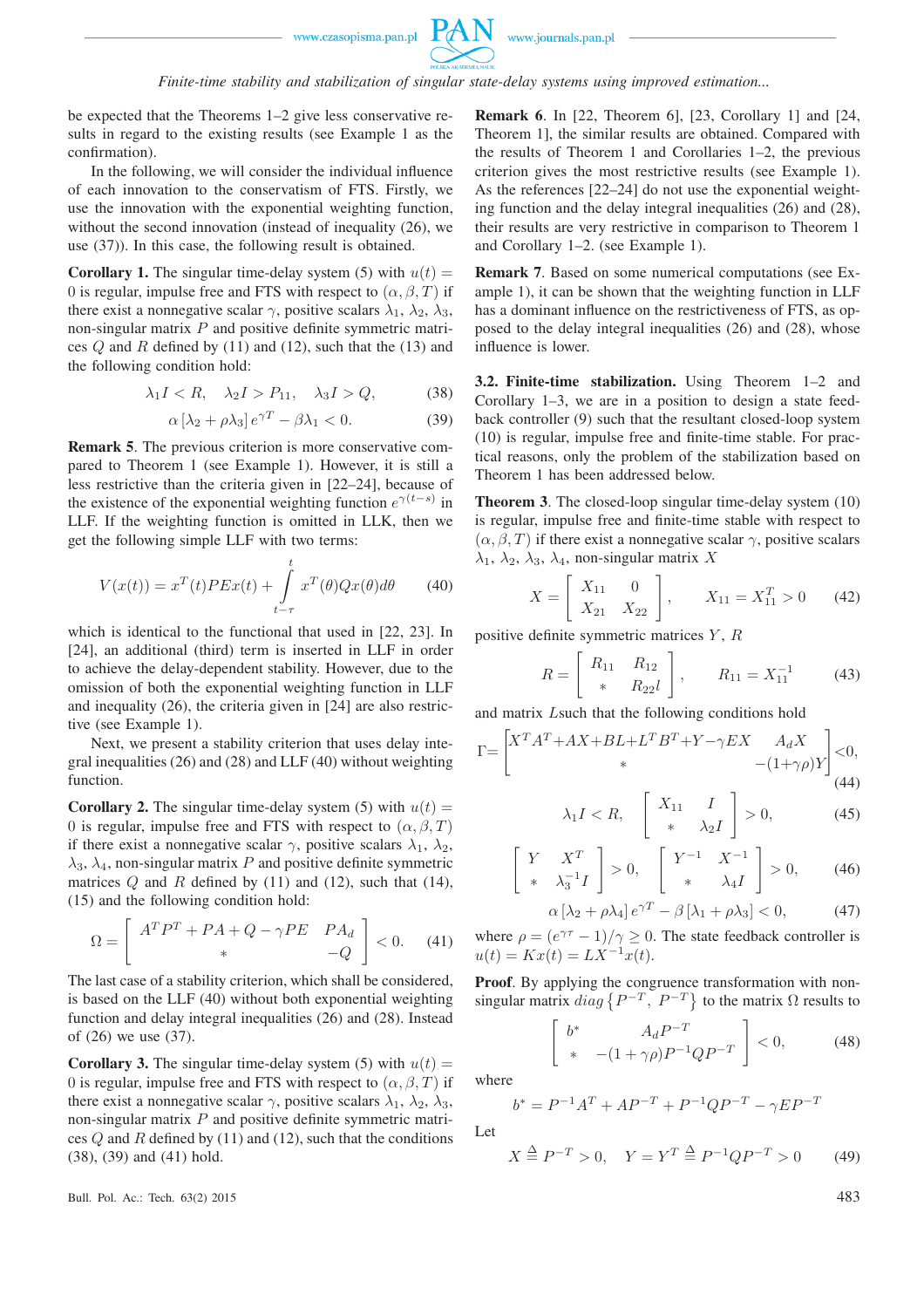be expected that the Theorems 1–2 give less conservative results in regard to the existing results (see Example 1 as the confirmation).

In the following, we will consider the individual influence of each innovation to the conservatism of FTS. Firstly, we use the innovation with the exponential weighting function, without the second innovation (instead of inequality (26), we use (37)). In this case, the following result is obtained.

**Corollary 1.** The singular time-delay system (5) with $u(t) = 0$ is regular, impulse free and FTS with respect to $(\alpha, \beta, T)$ if there exist a nonnegative scalar $\gamma$, positive scalars $\lambda_1$, $\lambda_2$, $\lambda_3$, non-singular matrix $P$ and positive definite symmetric matrices $Q$ and $R$ defined by (11) and (12), such that the (13) and the following condition hold:

$$\lambda_1 I < R, \quad \lambda_2 I > P_{11}, \quad \lambda_3 I > Q, \tag{38}$$

$$\alpha \left[\lambda_2 + \rho\lambda_3\right] e^{\gamma T} - \beta\lambda_1 < 0. \tag{39}$$

**Remark 5**. The previous criterion is more conservative compared to Theorem 1 (see Example 1). However, it is still a less restrictive than the criteria given in [22–24], because of the existence of the exponential weighting function $e^{\gamma(t-s)}$ in LLF. If the weighting function is omitted in LLK, then we get the following simple LLF with two terms:

$$V(x(t)) = x^T(t)PEx(t) + \int_{t-\tau}^{t} x^T(\theta)Qx(\theta)d\theta \tag{40}$$

which is identical to the functional that used in [22, 23]. In [24], an additional (third) term is inserted in LLF in order to achieve the delay-dependent stability. However, due to the omission of both the exponential weighting function in LLF and inequality (26), the criteria given in [24] are also restrictive (see Example 1).

Next, we present a stability criterion that uses delay integral inequalities (26) and (28) and LLF (40) without weighting function.

**Corollary 2.** The singular time-delay system (5) with $u(t) = 0$ is regular, impulse free and FTS with respect to $(\alpha, \beta, T)$ if there exist a nonnegative scalar $\gamma$, positive scalars $\lambda_1$, $\lambda_2$, $\lambda_3$, $\lambda_4$, non-singular matrix $P$ and positive definite symmetric matrices $Q$ and $R$ defined by (11) and (12), such that (14), (15) and the following condition hold:

$$\Omega = \begin{bmatrix} A^T P^T + PA + Q - \gamma PE & PA_d \\ * & -Q \end{bmatrix} < 0. \tag{41}$$

The last case of a stability criterion, which shall be considered, is based on the LLF (40) without both exponential weighting function and delay integral inequalities (26) and (28). Instead of (26) we use (37).

**Corollary 3.** The singular time-delay system (5) with $u(t) = 0$ is regular, impulse free and FTS with respect to $(\alpha, \beta, T)$ if there exist a nonnegative scalar $\gamma$, positive scalars $\lambda_1$, $\lambda_2$, $\lambda_3$, non-singular matrix $P$ and positive definite symmetric matrices $Q$ and $R$ defined by (11) and (12), such that the conditions (38), (39) and (41) hold.

**Remark 6**. In [22, Theorem 6], [23, Corollary 1] and [24, Theorem 1], the similar results are obtained. Compared with the results of Theorem 1 and Corollaries 1–2, the previous criterion gives the most restrictive results (see Example 1). As the references [22–24] do not use the exponential weighting function and the delay integral inequalities (26) and (28), their results are very restrictive in comparison to Theorem 1 and Corollary 1–2. (see Example 1).

**Remark 7**. Based on some numerical computations (see Example 1), it can be shown that the weighting function in LLF has a dominant influence on the restrictiveness of FTS, as opposed to the delay integral inequalities (26) and (28), whose influence is lower.

### 3.2. Finite-time stabilization.

Using Theorem 1–2 and Corollary 1–3, we are in a position to design a state feedback controller (9) such that the resultant closed-loop system (10) is regular, impulse free and finite-time stable. For practical reasons, only the problem of the stabilization based on Theorem 1 has been addressed below.

**Theorem 3**. The closed-loop singular time-delay system (10) is regular, impulse free and finite-time stable with respect to $(\alpha, \beta, T)$ if there exist a nonnegative scalar $\gamma$, positive scalars $\lambda_1$, $\lambda_2$, $\lambda_3$, $\lambda_4$, non-singular matrix $X$

$$X = \begin{bmatrix} X_{11} & 0 \\ X_{21} & X_{22} \end{bmatrix}, \qquad X_{11} = X_{11}^T > 0 \tag{42}$$

positive definite symmetric matrices $Y$, $R$

$$R = \begin{bmatrix} R_{11} & R_{12} \\ * & R_{22}l \end{bmatrix}, \qquad R_{11} = X_{11}^{-1} \tag{43}$$

and matrix $L$such that the following conditions hold

$$\Gamma = \begin{bmatrix} X^T A^T + AX + BL + L^T B^T + Y - \gamma EX & A_d X \\ * & -(1+\gamma\rho)Y \end{bmatrix} < 0, \tag{44}$$

$$\lambda_1 I < R, \qquad \begin{bmatrix} X_{11} & I \\ * & \lambda_2 I \end{bmatrix} > 0, \tag{45}$$

$$\begin{bmatrix} Y & X^T \\ * & \lambda_3^{-1} I \end{bmatrix} > 0, \qquad \begin{bmatrix} Y^{-1} & X^{-1} \\ * & \lambda_4 I \end{bmatrix} > 0, \tag{46}$$

$$\alpha \left[\lambda_2 + \rho\lambda_4\right] e^{\gamma T} - \beta \left[\lambda_1 + \rho\lambda_3\right] < 0, \tag{47}$$

where $\rho = (e^{\gamma\tau} - 1)/\gamma \geq 0$. The state feedback controller is $u(t) = Kx(t) = LX^{-1}x(t)$.

**Proof**. By applying the congruence transformation with non-singular matrix $diag\left\{P^{-T},\ P^{-T}\right\}$ to the matrix $\Omega$ results to

$$\begin{bmatrix} b^* & A_d P^{-T} \\ * & -(1+\gamma\rho)P^{-1}QP^{-T} \end{bmatrix} < 0, \tag{48}$$

where

$$b^* = P^{-1}A^T + AP^{-T} + P^{-1}QP^{-T} - \gamma EP^{-T}$$

Let

$$X \triangleq P^{-T} > 0, \quad Y = Y^T \triangleq P^{-1}QP^{-T} > 0 \tag{49}$$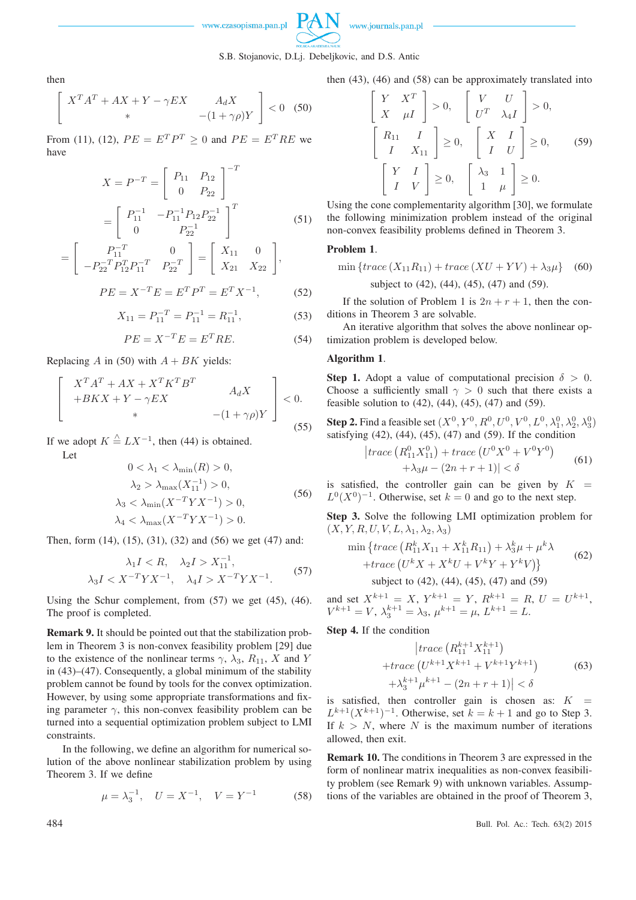then

$$\begin{bmatrix} X^TA^T + AX + Y - \gamma EX & A_dX \\ * & -(1+\gamma\rho)Y \end{bmatrix} < 0 \quad (50)$$

From (11), (12), $PE = E^TP^T \geq 0$ and $PE = E^TRE$ we have

$$X = P^{-T} = \begin{bmatrix} P_{11} & P_{12} \\ 0 & P_{22} \end{bmatrix}^{-T}$$

$$= \begin{bmatrix} P_{11}^{-1} & -P_{11}^{-1}P_{12}P_{22}^{-1} \\ 0 & P_{22}^{-1} \end{bmatrix}^{T} \quad (51)$$

$$= \begin{bmatrix} P_{11}^{-T} & 0 \\ -P_{22}^{-T}P_{12}^TP_{11}^{-T} & P_{22}^{-T} \end{bmatrix} = \begin{bmatrix} X_{11} & 0 \\ X_{21} & X_{22} \end{bmatrix},$$

$$PE = X^{-T}E = E^TP^T = E^TX^{-1}, \quad (52)$$

$$X_{11} = P_{11}^{-T} = P_{11}^{-1} = R_{11}^{-1}, \quad (53)$$

$$PE = X^{-T}E = E^TRE. \quad (54)$$

Replacing $A$ in (50) with $A + BK$ yields:

$$\begin{bmatrix} X^TA^T + AX + X^TK^TB^T \\ +BKX + Y - \gamma EX & A_dX \\ * & -(1+\gamma\rho)Y \end{bmatrix} < 0. \quad (55)$$

If we adopt $K \triangleq LX^{-1}$, then (44) is obtained.

Let

$$\begin{aligned} &0 < \lambda_1 < \lambda_{\min}(R) > 0, \\ &\lambda_2 > \lambda_{\max}(X_{11}^{-1}) > 0, \\ &\lambda_3 < \lambda_{\min}(X^{-T}YX^{-1}) > 0, \\ &\lambda_4 < \lambda_{\max}(X^{-T}YX^{-1}) > 0. \end{aligned} \quad (56)$$

Then, form (14), (15), (31), (32) and (56) we get (47) and:

$$\begin{aligned} &\lambda_1 I < R, \quad \lambda_2 I > X_{11}^{-1}, \\ &\lambda_3 I < X^{-T}YX^{-1}, \quad \lambda_4 I > X^{-T}YX^{-1}. \end{aligned} \quad (57)$$

Using the Schur complement, from (57) we get (45), (46). The proof is completed.

**Remark 9.** It should be pointed out that the stabilization problem in Theorem 3 is non-convex feasibility problem [29] due to the existence of the nonlinear terms $\gamma$, $\lambda_3$, $R_{11}$, $X$ and $Y$ in (43)–(47). Consequently, a global minimum of the stability problem cannot be found by tools for the convex optimization. However, by using some appropriate transformations and fixing parameter $\gamma$, this non-convex feasibility problem can be turned into a sequential optimization problem subject to LMI constraints.

In the following, we define an algorithm for numerical solution of the above nonlinear stabilization problem by using Theorem 3. If we define

$$\mu = \lambda_3^{-1}, \quad U = X^{-1}, \quad V = Y^{-1} \quad (58)$$

then (43), (46) and (58) can be approximately translated into

$$\begin{aligned} &\begin{bmatrix} Y & X^T \\ X & \mu I \end{bmatrix} > 0, \quad \begin{bmatrix} V & U \\ U^T & \lambda_4 I \end{bmatrix} > 0, \\ &\begin{bmatrix} R_{11} & I \\ I & X_{11} \end{bmatrix} \geq 0, \quad \begin{bmatrix} X & I \\ I & U \end{bmatrix} \geq 0, \\ &\begin{bmatrix} Y & I \\ I & V \end{bmatrix} \geq 0, \quad \begin{bmatrix} \lambda_3 & 1 \\ 1 & \mu \end{bmatrix} \geq 0. \end{aligned} \quad (59)$$

Using the cone complementarity algorithm [30], we formulate the following minimization problem instead of the original non-convex feasibility problems defined in Theorem 3.

**Problem 1**.

$$\min \{trace\,(X_{11}R_{11}) + trace\,(XU + YV) + \lambda_3\mu\} \quad (60)$$

subject to (42), (44), (45), (47) and (59).

If the solution of Problem 1 is $2n + r + 1$, then the conditions in Theorem 3 are solvable.

An iterative algorithm that solves the above nonlinear optimization problem is developed below.

**Algorithm 1**.

**Step 1.** Adopt a value of computational precision $\delta > 0$. Choose a sufficiently small $\gamma > 0$ such that there exists a feasible solution to (42), (44), (45), (47) and (59).

**Step 2.** Find a feasible set $(X^0, Y^0, R^0, U^0, V^0, L^0, \lambda_1^0, \lambda_2^0, \lambda_3^0)$ satisfying (42), (44), (45), (47) and (59). If the condition

$$\begin{aligned} &\left|trace\left(R_{11}^0X_{11}^0\right) + trace\left(U^0X^0 + V^0Y^0\right)\right. \\ &\left.+\lambda_3\mu - (2n + r + 1)\right| < \delta \end{aligned} \quad (61)$$

is satisfied, the controller gain can be given by $K = L^0(X^0)^{-1}$. Otherwise, set $k = 0$ and go to the next step.

**Step 3.** Solve the following LMI optimization problem for $(X, Y, R, U, V, L, \lambda_1, \lambda_2, \lambda_3)$

$$\begin{aligned} \min \{&trace\left(R_{11}^kX_{11} + X_{11}^kR_{11}\right) + \lambda_3^k\mu + \mu^k\lambda \\ &+trace\left(U^kX + X^kU + V^kY + Y^kV\right)\} \end{aligned} \quad (62)$$

subject to (42), (44), (45), (47) and (59)

and set $X^{k+1} = X$, $Y^{k+1} = Y$, $R^{k+1} = R$, $U = U^{k+1}$, $V^{k+1} = V$, $\lambda_3^{k+1} = \lambda_3$, $\mu^{k+1} = \mu$, $L^{k+1} = L$.

**Step 4.** If the condition

$$\begin{aligned} &\left|trace\left(R_{11}^{k+1}X_{11}^{k+1}\right)\right. \\ &+trace\left(U^{k+1}X^{k+1} + V^{k+1}Y^{k+1}\right) \\ &\left.+\lambda_3^{k+1}\mu^{k+1} - (2n + r + 1)\right| < \delta \end{aligned} \quad (63)$$

is satisfied, then controller gain is chosen as: $K = L^{k+1}(X^{k+1})^{-1}$. Otherwise, set $k = k + 1$ and go to Step 3. If $k > N$, where $N$ is the maximum number of iterations allowed, then exit.

**Remark 10.** The conditions in Theorem 3 are expressed in the form of nonlinear matrix inequalities as non-convex feasibility problem (see Remark 9) with unknown variables. Assumptions of the variables are obtained in the proof of Theorem 3,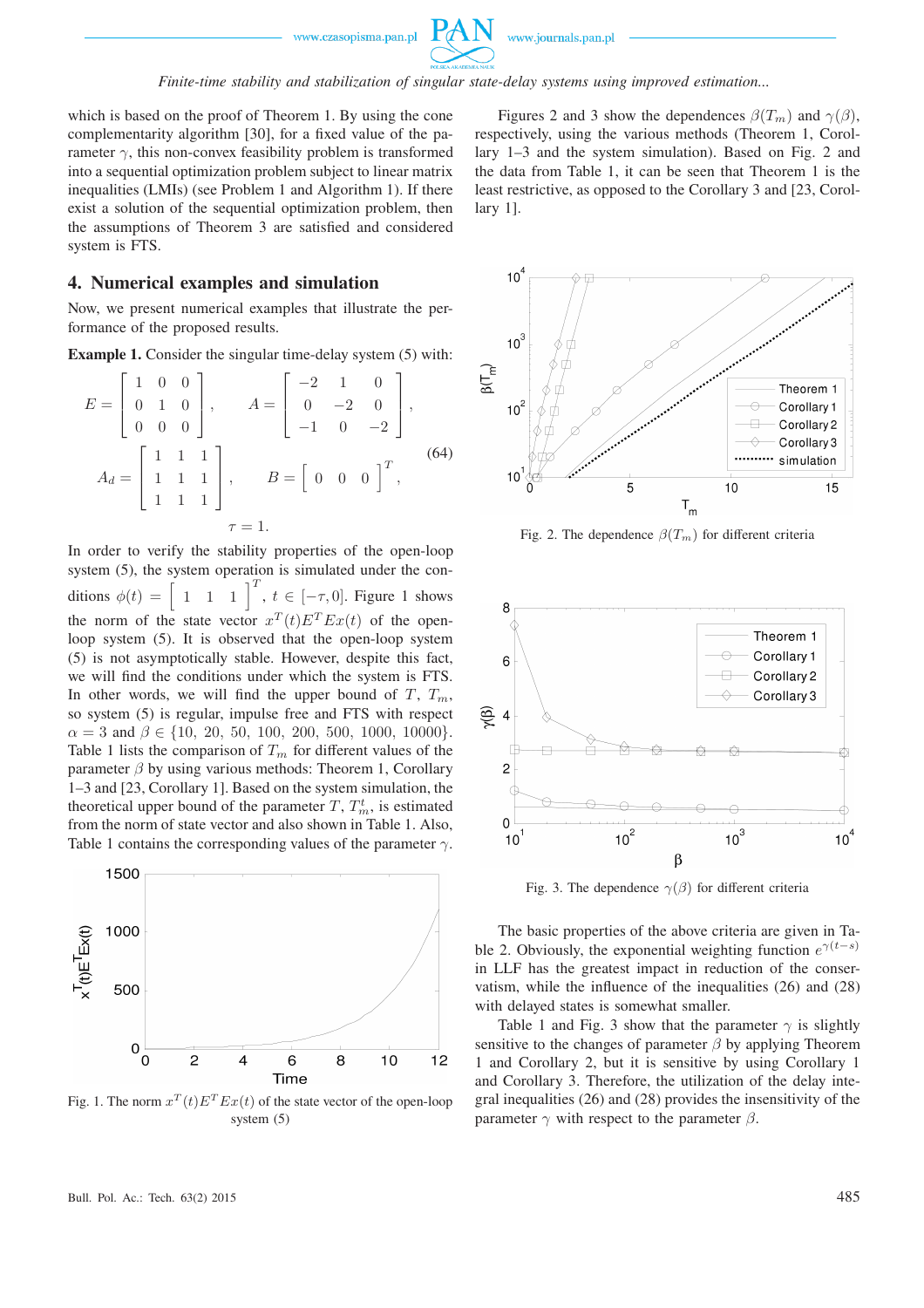which is based on the proof of Theorem 1. By using the cone complementarity algorithm [30], for a fixed value of the parameter $\gamma$, this non-convex feasibility problem is transformed into a sequential optimization problem subject to linear matrix inequalities (LMIs) (see Problem 1 and Algorithm 1). If there exist a solution of the sequential optimization problem, then the assumptions of Theorem 3 are satisfied and considered system is FTS.

## 4. Numerical examples and simulation

Now, we present numerical examples that illustrate the performance of the proposed results.

**Example 1.** Consider the singular time-delay system (5) with:

$$E = \begin{bmatrix} 1 & 0 & 0 \\ 0 & 1 & 0 \\ 0 & 0 & 0 \end{bmatrix}, \quad A = \begin{bmatrix} -2 & 1 & 0 \\ 0 & -2 & 0 \\ -1 & 0 & -2 \end{bmatrix},$$
$$A_d = \begin{bmatrix} 1 & 1 & 1 \\ 1 & 1 & 1 \\ 1 & 1 & 1 \end{bmatrix}, \quad B = \begin{bmatrix} 0 & 0 & 0 \end{bmatrix}^T, \tag{64}$$
$$\tau = 1.$$

In order to verify the stability properties of the open-loop system (5), the system operation is simulated under the conditions $\phi(t) = \begin{bmatrix} 1 & 1 & 1 \end{bmatrix}^T$, $t \in [-\tau, 0]$. Figure 1 shows the norm of the state vector $x^T(t)E^T Ex(t)$ of the open-loop system (5). It is observed that the open-loop system (5) is not asymptotically stable. However, despite this fact, we will find the conditions under which the system is FTS. In other words, we will find the upper bound of $T$, $T_m$, so system (5) is regular, impulse free and FTS with respect $\alpha = 3$ and $\beta \in \{10, 20, 50, 100, 200, 500, 1000, 10000\}$. Table 1 lists the comparison of $T_m$ for different values of the parameter $\beta$ by using various methods: Theorem 1, Corollary 1–3 and [23, Corollary 1]. Based on the system simulation, the theoretical upper bound of the parameter $T$, $T_m^t$, is estimated from the norm of state vector and also shown in Table 1. Also, Table 1 contains the corresponding values of the parameter $\gamma$.

Fig. 1. The norm $x^T(t)E^T Ex(t)$ of the state vector of the open-loop system (5)

Figures 2 and 3 show the dependences $\beta(T_m)$ and $\gamma(\beta)$, respectively, using the various methods (Theorem 1, Corollary 1–3 and the system simulation). Based on Fig. 2 and the data from Table 1, it can be seen that Theorem 1 is the least restrictive, as opposed to the Corollary 3 and [23, Corollary 1].

Fig. 2. The dependence $\beta(T_m)$ for different criteria

Fig. 3. The dependence $\gamma(\beta)$ for different criteria

The basic properties of the above criteria are given in Table 2. Obviously, the exponential weighting function $e^{\gamma(t-s)}$ in LLF has the greatest impact in reduction of the conservatism, while the influence of the inequalities (26) and (28) with delayed states is somewhat smaller.

Table 1 and Fig. 3 show that the parameter $\gamma$ is slightly sensitive to the changes of parameter $\beta$ by applying Theorem 1 and Corollary 2, but it is sensitive by using Corollary 1 and Corollary 3. Therefore, the utilization of the delay integral inequalities (26) and (28) provides the insensitivity of the parameter $\gamma$ with respect to the parameter $\beta$.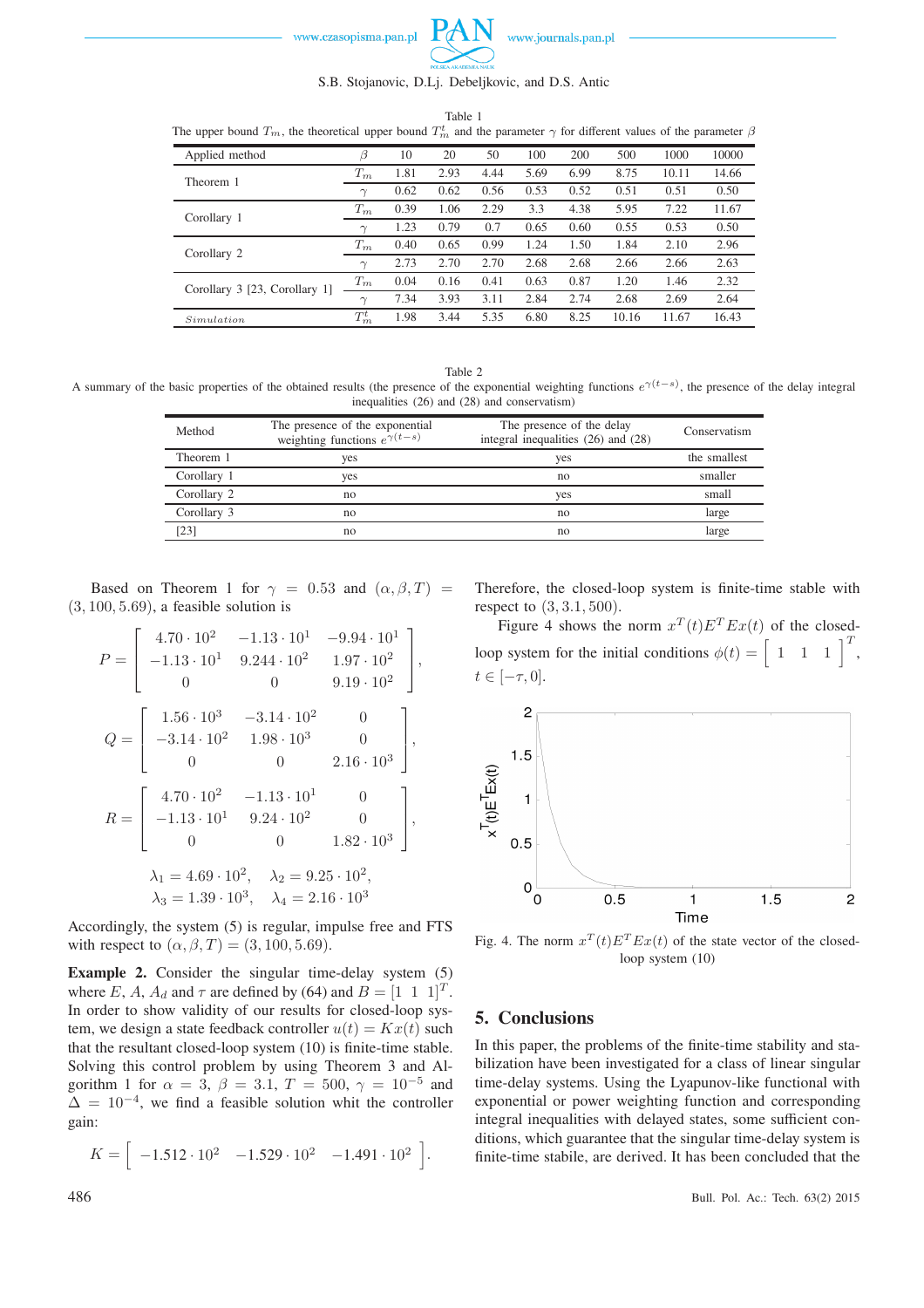Table 1
The upper bound $T_m$, the theoretical upper bound $T_m^t$ and the parameter $\gamma$ for different values of the parameter $\beta$

| Applied method | $\beta$ | 10 | 20 | 50 | 100 | 200 | 500 | 1000 | 10000 |
|---|---|---|---|---|---|---|---|---|---|
| Theorem 1 | $T_m$ | 1.81 | 2.93 | 4.44 | 5.69 | 6.99 | 8.75 | 10.11 | 14.66 |
| | $\gamma$ | 0.62 | 0.62 | 0.56 | 0.53 | 0.52 | 0.51 | 0.51 | 0.50 |
| Corollary 1 | $T_m$ | 0.39 | 1.06 | 2.29 | 3.3 | 4.38 | 5.95 | 7.22 | 11.67 |
| | $\gamma$ | 1.23 | 0.79 | 0.7 | 0.65 | 0.60 | 0.55 | 0.53 | 0.50 |
| Corollary 2 | $T_m$ | 0.40 | 0.65 | 0.99 | 1.24 | 1.50 | 1.84 | 2.10 | 2.96 |
| | $\gamma$ | 2.73 | 2.70 | 2.70 | 2.68 | 2.68 | 2.66 | 2.66 | 2.63 |
| Corollary 3 [23, Corollary 1] | $T_m$ | 0.04 | 0.16 | 0.41 | 0.63 | 0.87 | 1.20 | 1.46 | 2.32 |
| | $\gamma$ | 7.34 | 3.93 | 3.11 | 2.84 | 2.74 | 2.68 | 2.69 | 2.64 |
| *Simulation* | $T_m^t$ | 1.98 | 3.44 | 5.35 | 6.80 | 8.25 | 10.16 | 11.67 | 16.43 |

Table 2
A summary of the basic properties of the obtained results (the presence of the exponential weighting functions $e^{\gamma(t-s)}$, the presence of the delay integral inequalities (26) and (28) and conservatism)

| Method | The presence of the exponential weighting functions $e^{\gamma(t-s)}$ | The presence of the delay integral inequalities (26) and (28) | Conservatism |
|---|---|---|---|
| Theorem 1 | yes | yes | the smallest |
| Corollary 1 | yes | no | smaller |
| Corollary 2 | no | yes | small |
| Corollary 3 | no | no | large |
| [23] | no | no | large |

Based on Theorem 1 for $\gamma = 0.53$ and $(\alpha, \beta, T) = (3, 100, 5.69)$, a feasible solution is

$$P = \begin{bmatrix} 4.70 \cdot 10^2 & -1.13 \cdot 10^1 & -9.94 \cdot 10^1 \\ -1.13 \cdot 10^1 & 9.244 \cdot 10^2 & 1.97 \cdot 10^2 \\ 0 & 0 & 9.19 \cdot 10^2 \end{bmatrix},$$

$$Q = \begin{bmatrix} 1.56 \cdot 10^3 & -3.14 \cdot 10^2 & 0 \\ -3.14 \cdot 10^2 & 1.98 \cdot 10^3 & 0 \\ 0 & 0 & 2.16 \cdot 10^3 \end{bmatrix},$$

$$R = \begin{bmatrix} 4.70 \cdot 10^2 & -1.13 \cdot 10^1 & 0 \\ -1.13 \cdot 10^1 & 9.24 \cdot 10^2 & 0 \\ 0 & 0 & 1.82 \cdot 10^3 \end{bmatrix},$$

$$\lambda_1 = 4.69 \cdot 10^2, \quad \lambda_2 = 9.25 \cdot 10^2,$$
$$\lambda_3 = 1.39 \cdot 10^3, \quad \lambda_4 = 2.16 \cdot 10^3$$

Accordingly, the system (5) is regular, impulse free and FTS with respect to $(\alpha, \beta, T) = (3, 100, 5.69)$.

**Example 2.** Consider the singular time-delay system (5) where $E$, $A$, $A_d$ and $\tau$ are defined by (64) and $B = [1\ \ 1\ \ 1]^T$. In order to show validity of our results for closed-loop system, we design a state feedback controller $u(t) = Kx(t)$ such that the resultant closed-loop system (10) is finite-time stable. Solving this control problem by using Theorem 3 and Algorithm 1 for $\alpha = 3$, $\beta = 3.1$, $T = 500$, $\gamma = 10^{-5}$ and $\Delta = 10^{-4}$, we find a feasible solution whit the controller gain:

$$K = \begin{bmatrix} -1.512 \cdot 10^2 & -1.529 \cdot 10^2 & -1.491 \cdot 10^2 \end{bmatrix}.$$

Therefore, the closed-loop system is finite-time stable with respect to $(3, 3.1, 500)$.

Figure 4 shows the norm $x^T(t)E^TEx(t)$ of the closed-loop system for the initial conditions $\phi(t) = \begin{bmatrix} 1 & 1 & 1 \end{bmatrix}^T$, $t \in [-\tau, 0]$.

Fig. 4. The norm $x^T(t)E^TEx(t)$ of the state vector of the closed-loop system (10)

## 5. Conclusions

In this paper, the problems of the finite-time stability and stabilization have been investigated for a class of linear singular time-delay systems. Using the Lyapunov-like functional with exponential or power weighting function and corresponding integral inequalities with delayed states, some sufficient conditions, which guarantee that the singular time-delay system is finite-time stabile, are derived. It has been concluded that the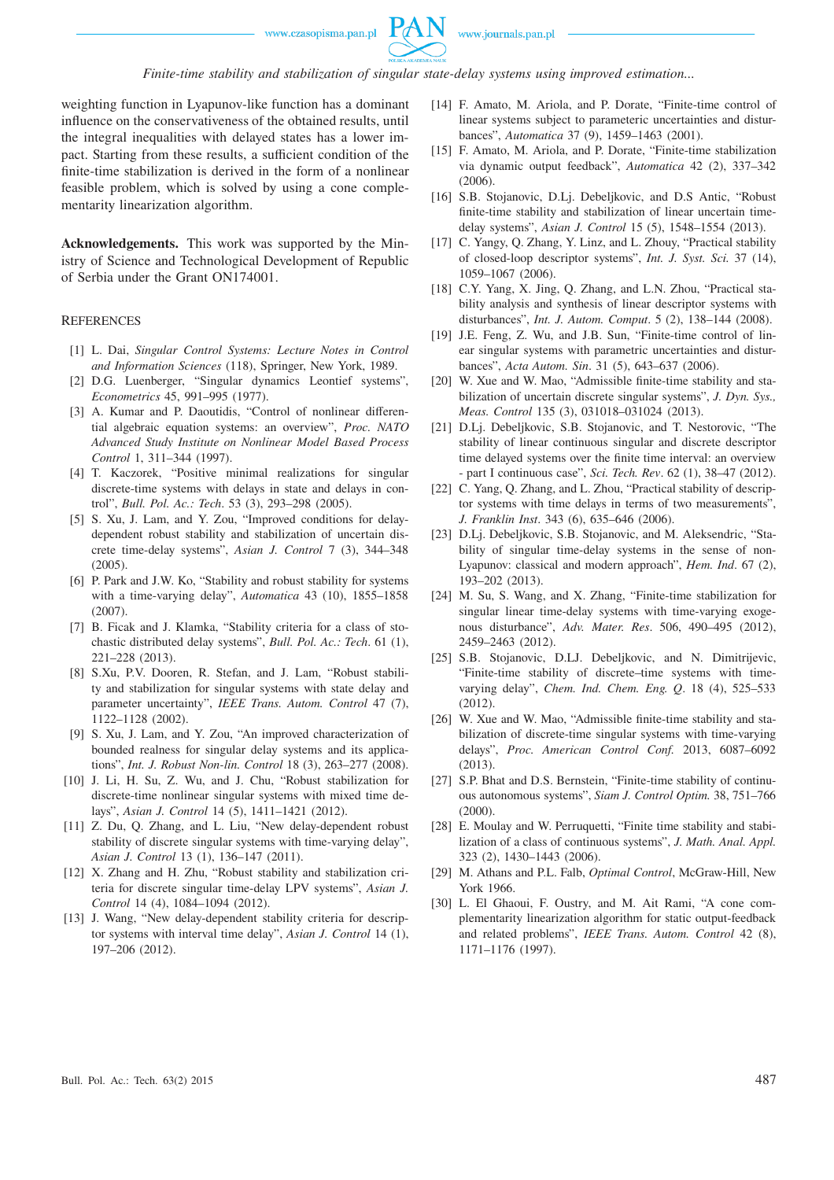weighting function in Lyapunov-like function has a dominant influence on the conservativeness of the obtained results, until the integral inequalities with delayed states has a lower impact. Starting from these results, a sufficient condition of the finite-time stabilization is derived in the form of a nonlinear feasible problem, which is solved by using a cone complementarity linearization algorithm.

**Acknowledgements.** This work was supported by the Ministry of Science and Technological Development of Republic of Serbia under the Grant ON174001.

## REFERENCES

[1] L. Dai, *Singular Control Systems: Lecture Notes in Control and Information Sciences* (118), Springer, New York, 1989.

[2] D.G. Luenberger, "Singular dynamics Leontief systems", *Econometrics* 45, 991–995 (1977).

[3] A. Kumar and P. Daoutidis, "Control of nonlinear differential algebraic equation systems: an overview", *Proc. NATO Advanced Study Institute on Nonlinear Model Based Process Control* 1, 311–344 (1997).

[4] T. Kaczorek, "Positive minimal realizations for singular discrete-time systems with delays in state and delays in control", *Bull. Pol. Ac.: Tech.* 53 (3), 293–298 (2005).

[5] S. Xu, J. Lam, and Y. Zou, "Improved conditions for delay-dependent robust stability and stabilization of uncertain discrete time-delay systems", *Asian J. Control* 7 (3), 344–348 (2005).

[6] P. Park and J.W. Ko, "Stability and robust stability for systems with a time-varying delay", *Automatica* 43 (10), 1855–1858 (2007).

[7] B. Ficak and J. Klamka, "Stability criteria for a class of stochastic distributed delay systems", *Bull. Pol. Ac.: Tech.* 61 (1), 221–228 (2013).

[8] S.Xu, P.V. Dooren, R. Stefan, and J. Lam, "Robust stability and stabilization for singular systems with state delay and parameter uncertainty", *IEEE Trans. Autom. Control* 47 (7), 1122–1128 (2002).

[9] S. Xu, J. Lam, and Y. Zou, "An improved characterization of bounded realness for singular delay systems and its applications", *Int. J. Robust Non-lin. Control* 18 (3), 263–277 (2008).

[10] J. Li, H. Su, Z. Wu, and J. Chu, "Robust stabilization for discrete-time nonlinear singular systems with mixed time delays", *Asian J. Control* 14 (5), 1411–1421 (2012).

[11] Z. Du, Q. Zhang, and L. Liu, "New delay-dependent robust stability of discrete singular systems with time-varying delay", *Asian J. Control* 13 (1), 136–147 (2011).

[12] X. Zhang and H. Zhu, "Robust stability and stabilization criteria for discrete singular time-delay LPV systems", *Asian J. Control* 14 (4), 1084–1094 (2012).

[13] J. Wang, "New delay-dependent stability criteria for descriptor systems with interval time delay", *Asian J. Control* 14 (1), 197–206 (2012).

[14] F. Amato, M. Ariola, and P. Dorate, "Finite-time control of linear systems subject to parameteric uncertainties and disturbances", *Automatica* 37 (9), 1459–1463 (2001).

[15] F. Amato, M. Ariola, and P. Dorate, "Finite-time stabilization via dynamic output feedback", *Automatica* 42 (2), 337–342 (2006).

[16] S.B. Stojanovic, D.Lj. Debeljkovic, and D.S Antic, "Robust finite-time stability and stabilization of linear uncertain time-delay systems", *Asian J. Control* 15 (5), 1548–1554 (2013).

[17] C. Yangy, Q. Zhang, Y. Linz, and L. Zhouy, "Practical stability of closed-loop descriptor systems", *Int. J. Syst. Sci.* 37 (14), 1059–1067 (2006).

[18] C.Y. Yang, X. Jing, Q. Zhang, and L.N. Zhou, "Practical stability analysis and synthesis of linear descriptor systems with disturbances", *Int. J. Autom. Comput.* 5 (2), 138–144 (2008).

[19] J.E. Feng, Z. Wu, and J.B. Sun, "Finite-time control of linear singular systems with parametric uncertainties and disturbances", *Acta Autom. Sin.* 31 (5), 643–637 (2006).

[20] W. Xue and W. Mao, "Admissible finite-time stability and stabilization of uncertain discrete singular systems", *J. Dyn. Sys., Meas. Control* 135 (3), 031018–031024 (2013).

[21] D.Lj. Debeljkovic, S.B. Stojanovic, and T. Nestorovic, "The stability of linear continuous singular and discrete descriptor time delayed systems over the finite time interval: an overview - part I continuous case", *Sci. Tech. Rev*. 62 (1), 38–47 (2012).

[22] C. Yang, Q. Zhang, and L. Zhou, "Practical stability of descriptor systems with time delays in terms of two measurements", *J. Franklin Inst*. 343 (6), 635–646 (2006).

[23] D.Lj. Debeljkovic, S.B. Stojanovic, and M. Aleksendric, "Stability of singular time-delay systems in the sense of non-Lyapunov: classical and modern approach", *Hem. Ind*. 67 (2), 193–202 (2013).

[24] M. Su, S. Wang, and X. Zhang, "Finite-time stabilization for singular linear time-delay systems with time-varying exogenous disturbance", *Adv. Mater. Res*. 506, 490–495 (2012), 2459–2463 (2012).

[25] S.B. Stojanovic, D.LJ. Debeljkovic, and N. Dimitrijevic, "Finite-time stability of discrete–time systems with time-varying delay", *Chem. Ind. Chem. Eng. Q*. 18 (4), 525–533 (2012).

[26] W. Xue and W. Mao, "Admissible finite-time stability and stabilization of discrete-time singular systems with time-varying delays", *Proc. American Control Conf.* 2013, 6087–6092 (2013).

[27] S.P. Bhat and D.S. Bernstein, "Finite-time stability of continuous autonomous systems", *Siam J. Control Optim.* 38, 751–766 (2000).

[28] E. Moulay and W. Perruquetti, "Finite time stability and stabilization of a class of continuous systems", *J. Math. Anal. Appl.* 323 (2), 1430–1443 (2006).

[29] M. Athans and P.L. Falb, *Optimal Control*, McGraw-Hill, New York 1966.

[30] L. El Ghaoui, F. Oustry, and M. Ait Rami, "A cone complementarity linearization algorithm for static output-feedback and related problems", *IEEE Trans. Autom. Control* 42 (8), 1171–1176 (1997).